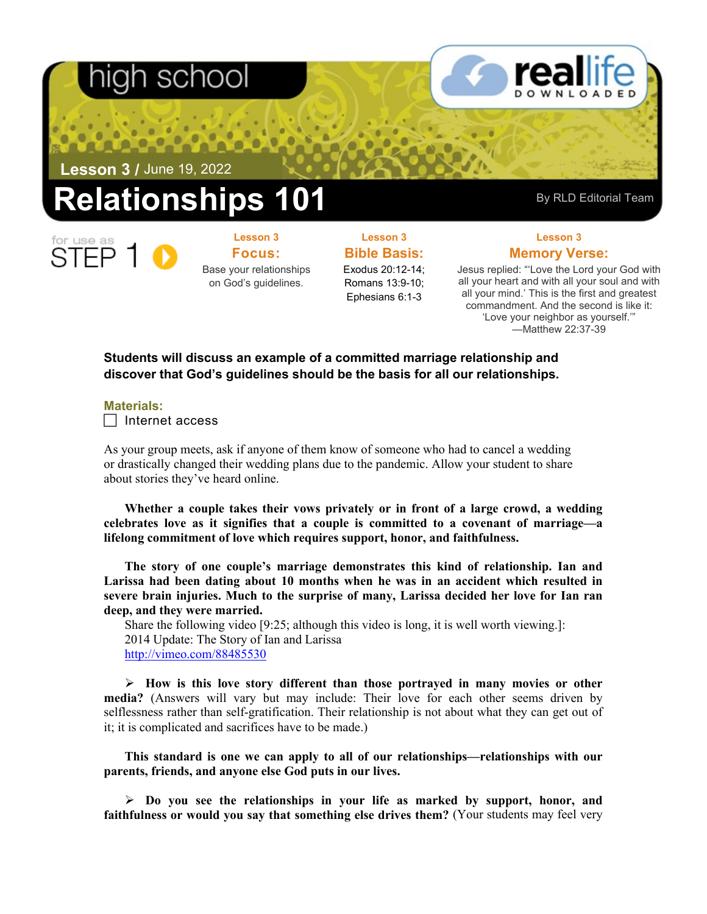high school

**reallife** DOWNLOADED

**Lesson 3 /** June 19, 2022

# Relationships 101

By RLD Editorial Team

for use as STEP 1

**Lesson 3**
### Focus:
Base your relationships on God's guidelines.

**Lesson 3**
### Bible Basis:
Exodus 20:12-14; Romans 13:9-10; Ephesians 6:1-3

**Lesson 3**
### Memory Verse:
Jesus replied: "'Love the Lord your God with all your heart and with all your soul and with all your mind.' This is the first and greatest commandment. And the second is like it: 'Love your neighbor as yourself.'" —Matthew 22:37-39

**Students will discuss an example of a committed marriage relationship and discover that God's guidelines should be the basis for all our relationships.**

**Materials:**
- ☐ Internet access

As your group meets, ask if anyone of them know of someone who had to cancel a wedding or drastically changed their wedding plans due to the pandemic. Allow your student to share about stories they've heard online.

**Whether a couple takes their vows privately or in front of a large crowd, a wedding celebrates love as it signifies that a couple is committed to a covenant of marriage—a lifelong commitment of love which requires support, honor, and faithfulness.**

**The story of one couple's marriage demonstrates this kind of relationship. Ian and Larissa had been dating about 10 months when he was in an accident which resulted in severe brain injuries. Much to the surprise of many, Larissa decided her love for Ian ran deep, and they were married.**

Share the following video [9:25; although this video is long, it is well worth viewing.]:
2014 Update: The Story of Ian and Larissa
http://vimeo.com/88485530

➢ **How is this love story different than those portrayed in many movies or other media?** (Answers will vary but may include: Their love for each other seems driven by selflessness rather than self-gratification. Their relationship is not about what they can get out of it; it is complicated and sacrifices have to be made.)

**This standard is one we can apply to all of our relationships—relationships with our parents, friends, and anyone else God puts in our lives.**

➢ **Do you see the relationships in your life as marked by support, honor, and faithfulness or would you say that something else drives them?** (Your students may feel very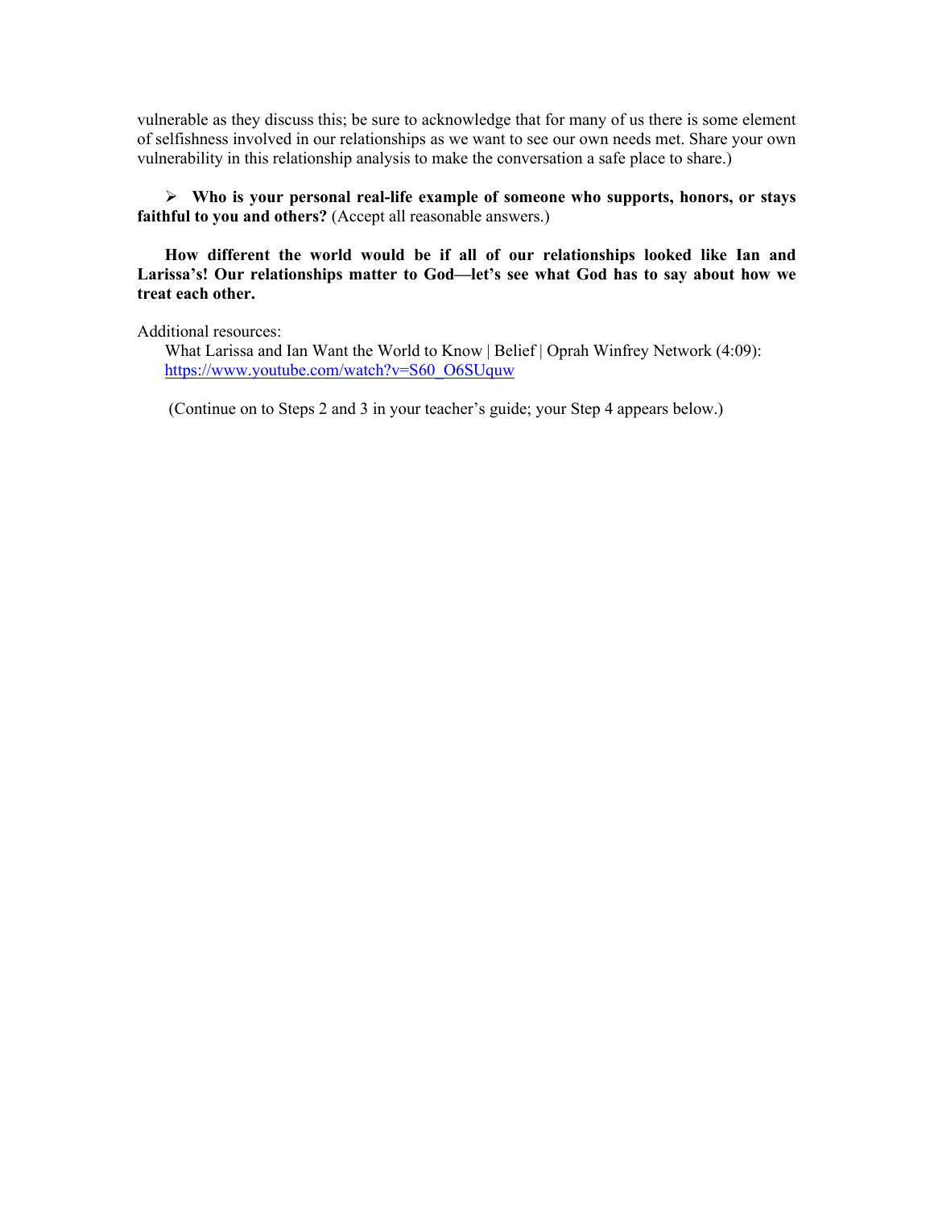vulnerable as they discuss this; be sure to acknowledge that for many of us there is some element of selfishness involved in our relationships as we want to see our own needs met. Share your own vulnerability in this relationship analysis to make the conversation a safe place to share.)

- **Who is your personal real-life example of someone who supports, honors, or stays faithful to you and others?** (Accept all reasonable answers.)

**How different the world would be if all of our relationships looked like Ian and Larissa's! Our relationships matter to God—let's see what God has to say about how we treat each other.**

Additional resources:

What Larissa and Ian Want the World to Know | Belief | Oprah Winfrey Network (4:09): https://www.youtube.com/watch?v=S60_O6SUquw

(Continue on to Steps 2 and 3 in your teacher's guide; your Step 4 appears below.)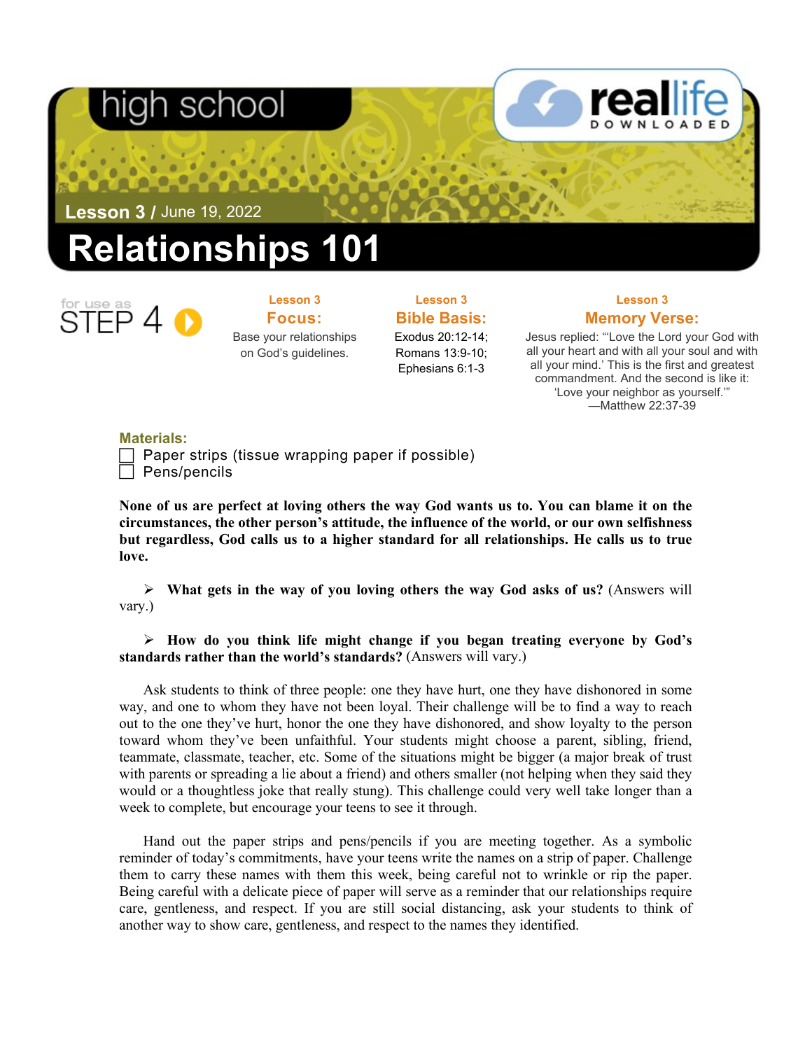high school

real life DOWNLOADED

**Lesson 3 /** June 19, 2022

# Relationships 101

for use as STEP 4

**Lesson 3**
**Focus:**
Base your relationships on God's guidelines.

**Lesson 3**
**Bible Basis:**
Exodus 20:12-14;
Romans 13:9-10;
Ephesians 6:1-3

**Lesson 3**
**Memory Verse:**
Jesus replied: "'Love the Lord your God with all your heart and with all your soul and with all your mind.' This is the first and greatest commandment. And the second is like it: 'Love your neighbor as yourself.'"
—Matthew 22:37-39

**Materials:**
- [ ] Paper strips (tissue wrapping paper if possible)
- [ ] Pens/pencils

**None of us are perfect at loving others the way God wants us to. You can blame it on the circumstances, the other person's attitude, the influence of the world, or our own selfishness but regardless, God calls us to a higher standard for all relationships. He calls us to true love.**

- **What gets in the way of you loving others the way God asks of us?** (Answers will vary.)

- **How do you think life might change if you began treating everyone by God's standards rather than the world's standards?** (Answers will vary.)

Ask students to think of three people: one they have hurt, one they have dishonored in some way, and one to whom they have not been loyal. Their challenge will be to find a way to reach out to the one they've hurt, honor the one they have dishonored, and show loyalty to the person toward whom they've been unfaithful. Your students might choose a parent, sibling, friend, teammate, classmate, teacher, etc. Some of the situations might be bigger (a major break of trust with parents or spreading a lie about a friend) and others smaller (not helping when they said they would or a thoughtless joke that really stung). This challenge could very well take longer than a week to complete, but encourage your teens to see it through.

Hand out the paper strips and pens/pencils if you are meeting together. As a symbolic reminder of today's commitments, have your teens write the names on a strip of paper. Challenge them to carry these names with them this week, being careful not to wrinkle or rip the paper. Being careful with a delicate piece of paper will serve as a reminder that our relationships require care, gentleness, and respect. If you are still social distancing, ask your students to think of another way to show care, gentleness, and respect to the names they identified.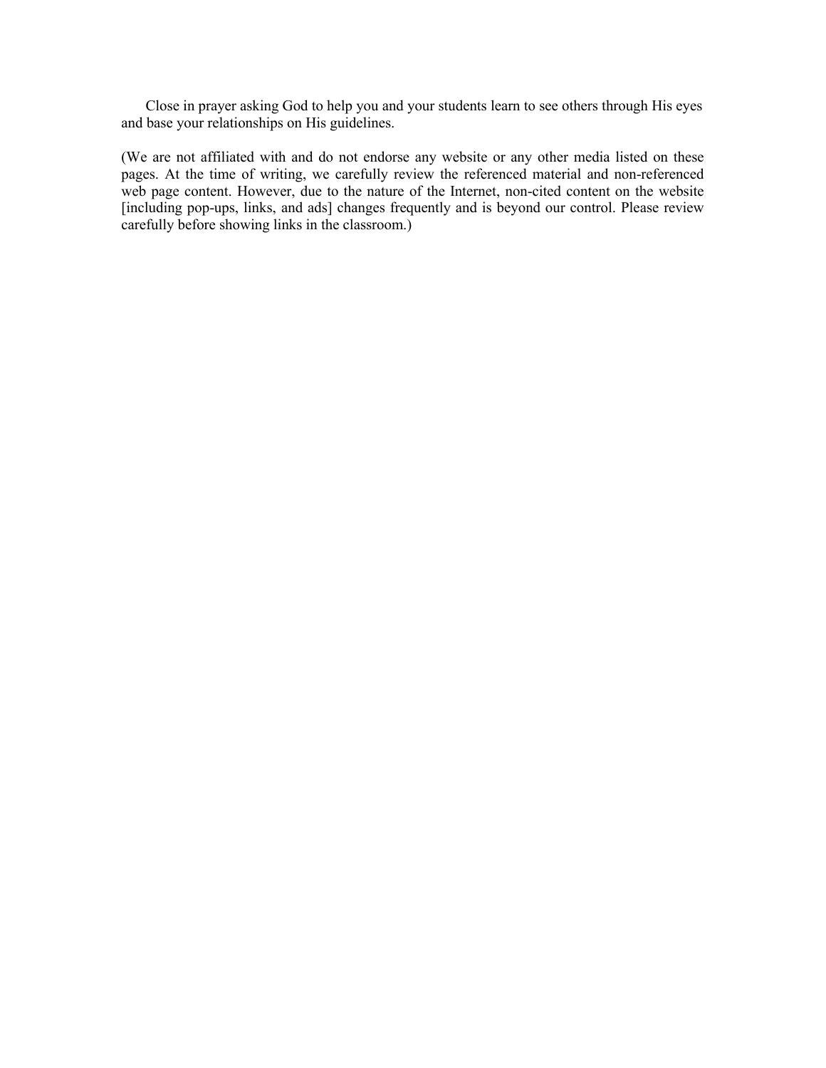Close in prayer asking God to help you and your students learn to see others through His eyes and base your relationships on His guidelines.

(We are not affiliated with and do not endorse any website or any other media listed on these pages. At the time of writing, we carefully review the referenced material and non-referenced web page content. However, due to the nature of the Internet, non-cited content on the website [including pop-ups, links, and ads] changes frequently and is beyond our control. Please review carefully before showing links in the classroom.)